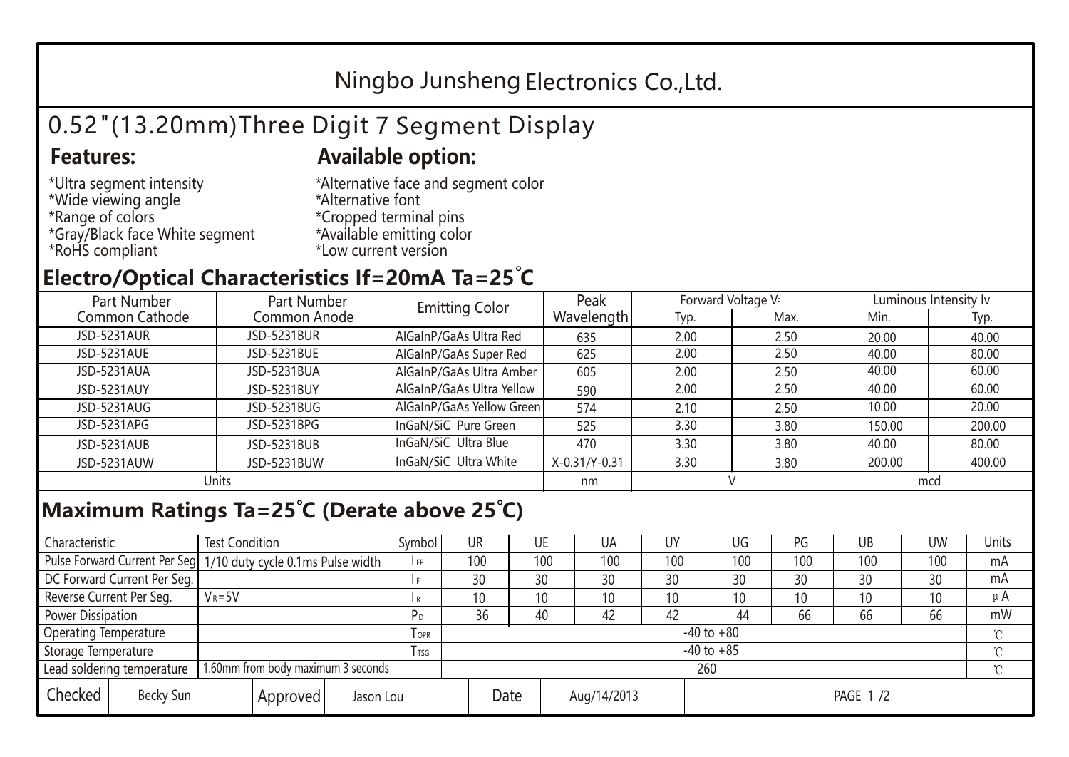Ningbo Junsheng Electronics Co.,Ltd.

# 0.52"(13.20mm)Three Digit 7 Segment Display

## Features:

*Ultra segment intensity
*Wide viewing angle
*Range of colors
*Gray/Black face White segment
*RoHS compliant

## Available option:

*Alternative face and segment color
*Alternative font
*Cropped terminal pins
*Available emitting color
*Low current version

## Electro/Optical Characteristics If=20mA Ta=25˚C

| Part Number Common Cathode | Part Number Common Anode | Emitting Color | Peak Wavelength | Forward Voltage $V_F$ | | Luminous Intensity Iv | |
|---|---|---|---|---|---|---|---|
| | | | | Typ. | Max. | Min. | Typ. |
| JSD-5231AUR | JSD-5231BUR | AlGaInP/GaAs Ultra Red | 635 | 2.00 | 2.50 | 20.00 | 40.00 |
| JSD-5231AUE | JSD-5231BUE | AlGaInP/GaAs Super Red | 625 | 2.00 | 2.50 | 40.00 | 80.00 |
| JSD-5231AUA | JSD-5231BUA | AlGaInP/GaAs Ultra Amber | 605 | 2.00 | 2.50 | 40.00 | 60.00 |
| JSD-5231AUY | JSD-5231BUY | AlGaInP/GaAs Ultra Yellow | 590 | 2.00 | 2.50 | 40.00 | 60.00 |
| JSD-5231AUG | JSD-5231BUG | AlGaInP/GaAs Yellow Green | 574 | 2.10 | 2.50 | 10.00 | 20.00 |
| JSD-5231APG | JSD-5231BPG | InGaN/SiC Pure Green | 525 | 3.30 | 3.80 | 150.00 | 200.00 |
| JSD-5231AUB | JSD-5231BUB | InGaN/SiC Ultra Blue | 470 | 3.30 | 3.80 | 40.00 | 80.00 |
| JSD-5231AUW | JSD-5231BUW | InGaN/SiC Ultra White | X-0.31/Y-0.31 | 3.30 | 3.80 | 200.00 | 400.00 |
| Units | | | nm | V | | mcd | |

## Maximum Ratings Ta=25°C (Derate above 25°C)

| Characteristic | Test Condition | Symbol | UR | UE | UA | UY | UG | PG | UB | UW | Units |
|---|---|---|---|---|---|---|---|---|---|---|---|
| Pulse Forward Current Per Seg. | 1/10 duty cycle 0.1ms Pulse width | $I_{FP}$ | 100 | 100 | 100 | 100 | 100 | 100 | 100 | 100 | mA |
| DC Forward Current Per Seg. | | $I_F$ | 30 | 30 | 30 | 30 | 30 | 30 | 30 | 30 | mA |
| Reverse Current Per Seg. | $V_R$=5V | $I_R$ | 10 | 10 | 10 | 10 | 10 | 10 | 10 | 10 | μA |
| Power Dissipation | | $P_D$ | 36 | 40 | 42 | 42 | 44 | 66 | 66 | 66 | mW |
| Operating Temperature | | $T_{OPR}$ | -40 to +80 | | | | | | | | ℃ |
| Storage Temperature | | $T_{TSG}$ | -40 to +85 | | | | | | | | ℃ |
| Lead soldering temperature | 1.60mm from body maximum 3 seconds | | 260 | | | | | | | | ℃ |

| Checked | Becky Sun | Approved | Jason Lou | Date | Aug/14/2013 |
|---|---|---|---|---|---|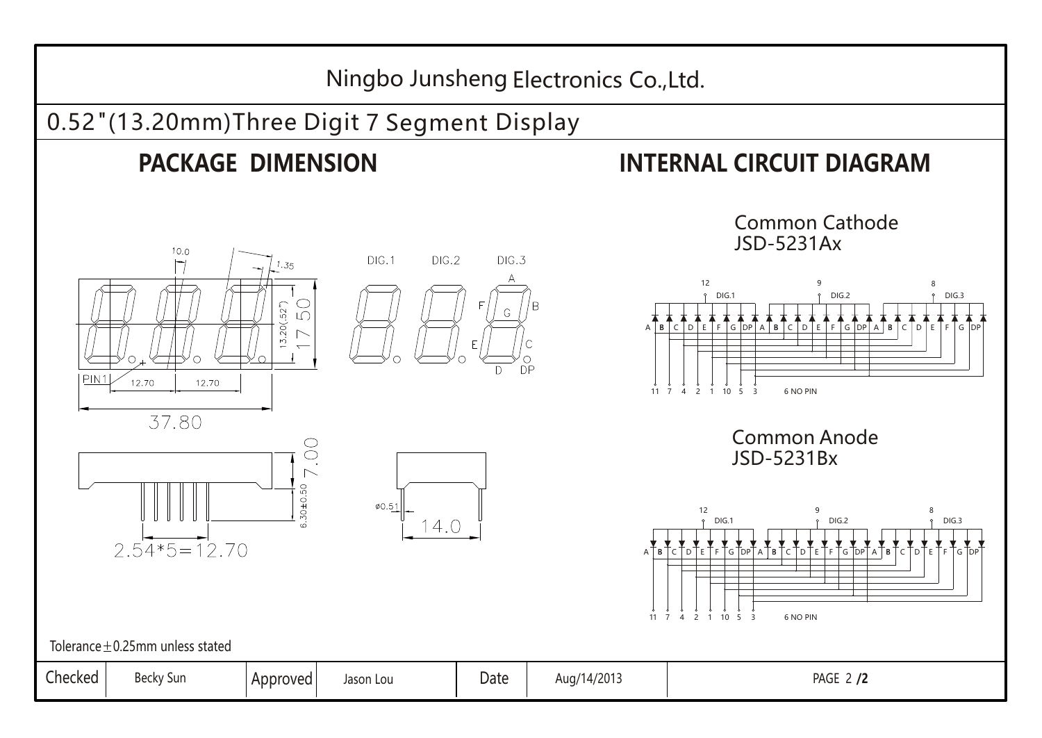Ningbo Junsheng Electronics Co.,Ltd.

0.52"(13.20mm)Three Digit 7 Segment Display

## PACKAGE DIMENSION

10.0

1.35

13.20(.52")

17.50

PIN1

12.70

12.70

37.80

DIG.1 DIG.2 DIG.3

A B C D E F G DP

7.00

6.30±0.50

2.54*5=12.70

φ0.51

14.0

## INTERNAL CIRCUIT DIAGRAM

Common Cathode
JSD-5231Ax

12 DIG.1 9 DIG.2 8 DIG.3

A B C D E F G DP

11 7 4 2 1 10 5 3 6 NO PIN

Common Anode
JSD-5231Bx

12 DIG.1 9 DIG.2 8 DIG.3

A B C D E F G DP

11 7 4 2 1 10 5 3 6 NO PIN

Tolerance ± 0.25mm unless stated

| Checked | Becky Sun | Approved | Jason Lou | Date | Aug/14/2013 |
| --- | --- | --- | --- | --- | --- |